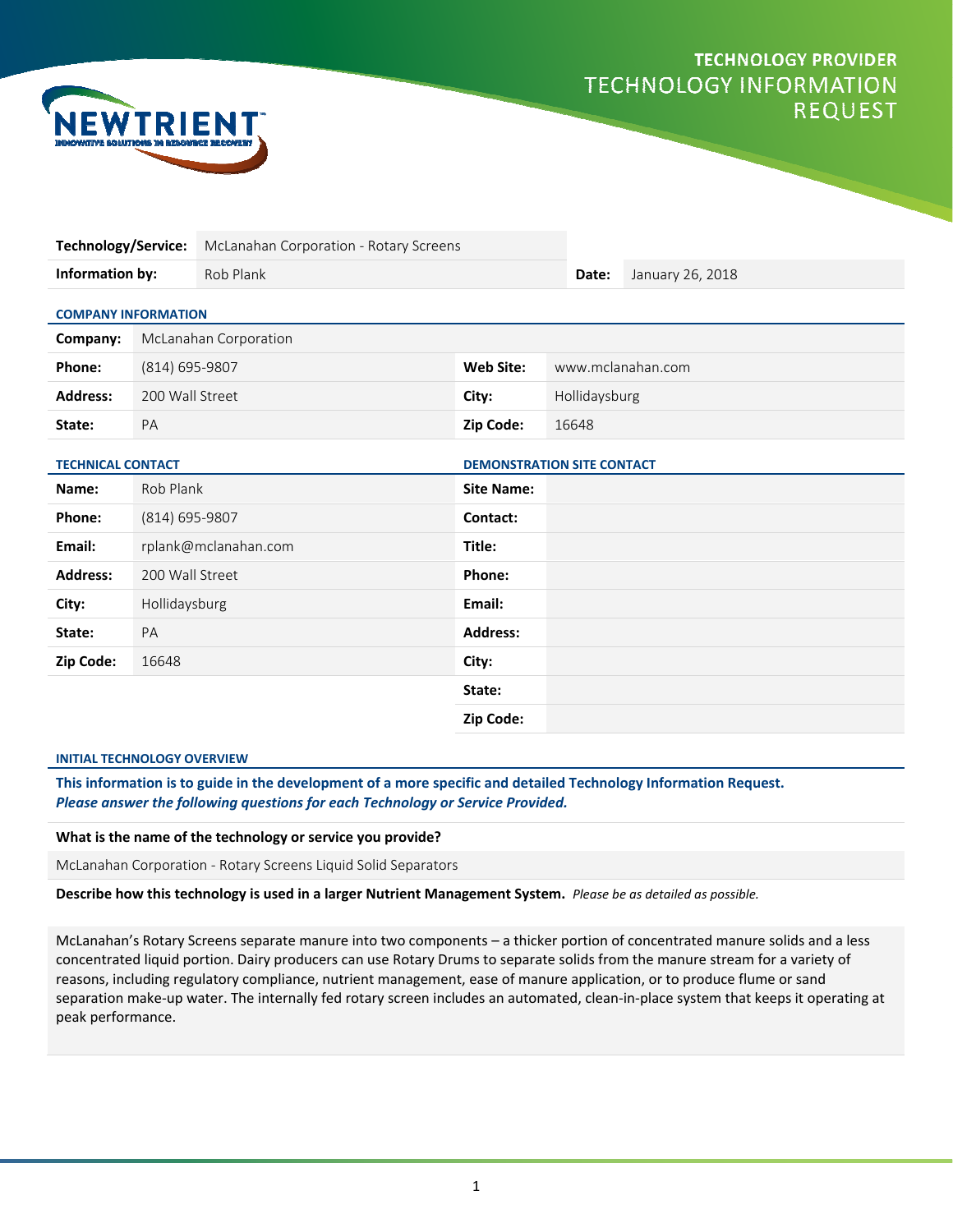# TECHNOLOGY PROVIDER

## TECHNOLOGY INFORMATION REQUEST

| | | | |
|---|---|---|---|
| **Technology/Service:** | McLanahan Corporation - Rotary Screens | | |
| **Information by:** | Rob Plank | **Date:** | January 26, 2018 |

### COMPANY INFORMATION

| | | | |
|---|---|---|---|
| **Company:** | McLanahan Corporation | | |
| **Phone:** | (814) 695-9807 | **Web Site:** | www.mclanahan.com |
| **Address:** | 200 Wall Street | **City:** | Hollidaysburg |
| **State:** | PA | **Zip Code:** | 16648 |

### TECHNICAL CONTACT

| | |
|---|---|
| **Name:** | Rob Plank |
| **Phone:** | (814) 695-9807 |
| **Email:** | rplank@mclanahan.com |
| **Address:** | 200 Wall Street |
| **City:** | Hollidaysburg |
| **State:** | PA |
| **Zip Code:** | 16648 |

### DEMONSTRATION SITE CONTACT

| | |
|---|---|
| **Site Name:** | |
| **Contact:** | |
| **Title:** | |
| **Phone:** | |
| **Email:** | |
| **Address:** | |
| **City:** | |
| **State:** | |
| **Zip Code:** | |

### INITIAL TECHNOLOGY OVERVIEW

**This information is to guide in the development of a more specific and detailed Technology Information Request.**
***Please answer the following questions for each Technology or Service Provided.***

**What is the name of the technology or service you provide?**

McLanahan Corporation - Rotary Screens Liquid Solid Separators

**Describe how this technology is used in a larger Nutrient Management System.** *Please be as detailed as possible.*

McLanahan's Rotary Screens separate manure into two components – a thicker portion of concentrated manure solids and a less concentrated liquid portion. Dairy producers can use Rotary Drums to separate solids from the manure stream for a variety of reasons, including regulatory compliance, nutrient management, ease of manure application, or to produce flume or sand separation make-up water. The internally fed rotary screen includes an automated, clean-in-place system that keeps it operating at peak performance.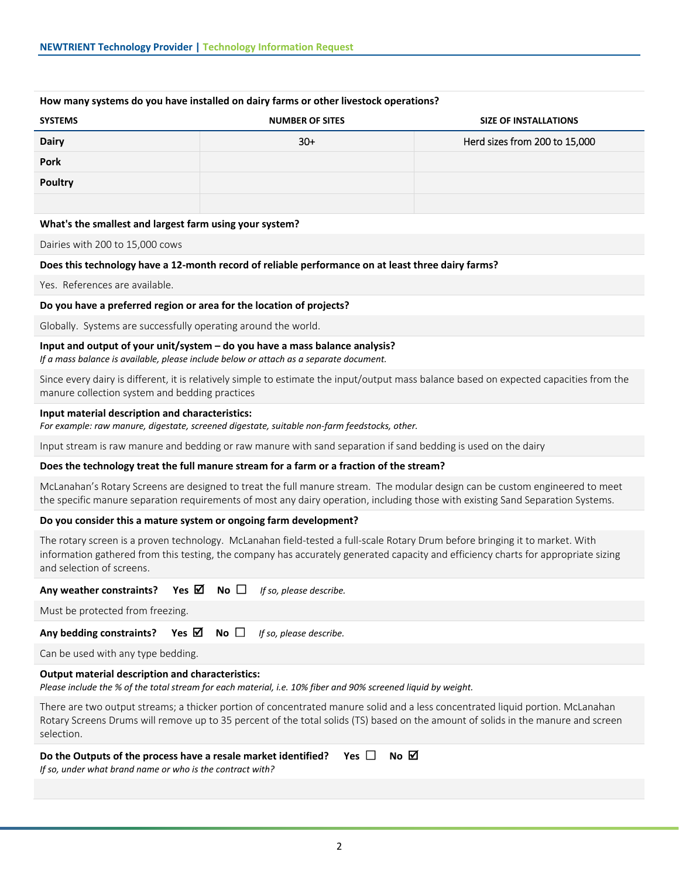**How many systems do you have installed on dairy farms or other livestock operations?**

| SYSTEMS | NUMBER OF SITES | SIZE OF INSTALLATIONS |
|---|---|---|
| **Dairy** | 30+ | Herd sizes from 200 to 15,000 |
| **Pork** | | |
| **Poultry** | | |
| | | |

**What's the smallest and largest farm using your system?**

Dairies with 200 to 15,000 cows

**Does this technology have a 12-month record of reliable performance on at least three dairy farms?**

Yes. References are available.

**Do you have a preferred region or area for the location of projects?**

Globally. Systems are successfully operating around the world.

**Input and output of your unit/system – do you have a mass balance analysis?**
*If a mass balance is available, please include below or attach as a separate document.*

Since every dairy is different, it is relatively simple to estimate the input/output mass balance based on expected capacities from the manure collection system and bedding practices

**Input material description and characteristics:**
*For example: raw manure, digestate, screened digestate, suitable non-farm feedstocks, other.*

Input stream is raw manure and bedding or raw manure with sand separation if sand bedding is used on the dairy

**Does the technology treat the full manure stream for a farm or a fraction of the stream?**

McLanahan's Rotary Screens are designed to treat the full manure stream. The modular design can be custom engineered to meet the specific manure separation requirements of most any dairy operation, including those with existing Sand Separation Systems.

**Do you consider this a mature system or ongoing farm development?**

The rotary screen is a proven technology. McLanahan field-tested a full-scale Rotary Drum before bringing it to market. With information gathered from this testing, the company has accurately generated capacity and efficiency charts for appropriate sizing and selection of screens.

**Any weather constraints?** **Yes** ☑ **No** ☐ *If so, please describe.*

Must be protected from freezing.

**Any bedding constraints?** **Yes** ☑ **No** ☐ *If so, please describe.*

Can be used with any type bedding.

**Output material description and characteristics:**
*Please include the % of the total stream for each material, i.e. 10% fiber and 90% screened liquid by weight.*

There are two output streams; a thicker portion of concentrated manure solid and a less concentrated liquid portion. McLanahan Rotary Screens Drums will remove up to 35 percent of the total solids (TS) based on the amount of solids in the manure and screen selection.

**Do the Outputs of the process have a resale market identified?** **Yes** ☐ **No** ☑
*If so, under what brand name or who is the contract with?*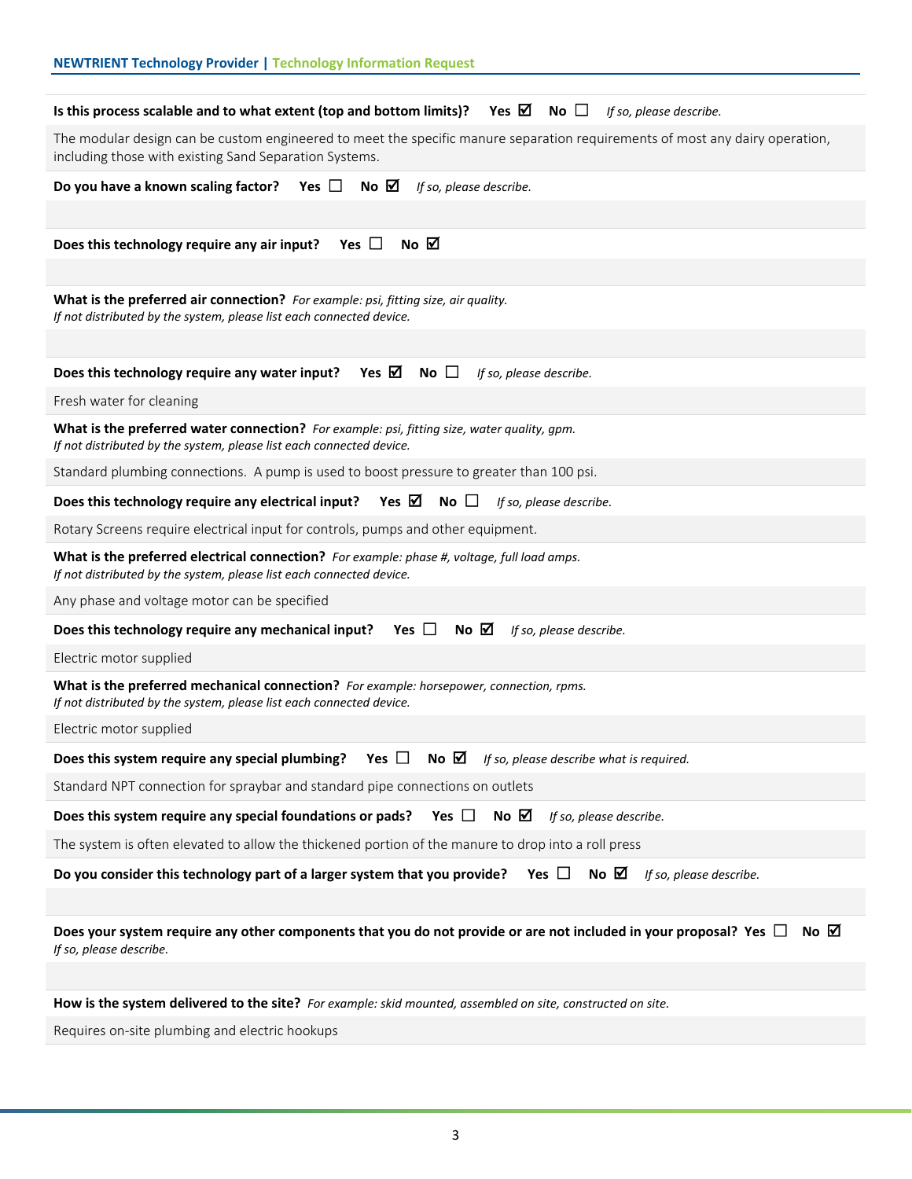**Is this process scalable and to what extent (top and bottom limits)?** Yes ☑ No ☐ *If so, please describe.*

The modular design can be custom engineered to meet the specific manure separation requirements of most any dairy operation, including those with existing Sand Separation Systems.

**Do you have a known scaling factor?** Yes ☐ No ☑ *If so, please describe.*

**Does this technology require any air input?** Yes ☐ No ☑

**What is the preferred air connection?** *For example: psi, fitting size, air quality.*
*If not distributed by the system, please list each connected device.*

**Does this technology require any water input?** Yes ☑ No ☐ *If so, please describe.*

Fresh water for cleaning

**What is the preferred water connection?** *For example: psi, fitting size, water quality, gpm.*
*If not distributed by the system, please list each connected device.*

Standard plumbing connections. A pump is used to boost pressure to greater than 100 psi.

**Does this technology require any electrical input?** Yes ☑ No ☐ *If so, please describe.*

Rotary Screens require electrical input for controls, pumps and other equipment.

**What is the preferred electrical connection?** *For example: phase #, voltage, full load amps.*
*If not distributed by the system, please list each connected device.*

Any phase and voltage motor can be specified

**Does this technology require any mechanical input?** Yes ☐ No ☑ *If so, please describe.*

Electric motor supplied

**What is the preferred mechanical connection?** *For example: horsepower, connection, rpms.*
*If not distributed by the system, please list each connected device.*

Electric motor supplied

**Does this system require any special plumbing?** Yes ☐ No ☑ *If so, please describe what is required.*

Standard NPT connection for spraybar and standard pipe connections on outlets

**Does this system require any special foundations or pads?** Yes ☐ No ☑ *If so, please describe.*

The system is often elevated to allow the thickened portion of the manure to drop into a roll press

**Do you consider this technology part of a larger system that you provide?** Yes ☐ No ☑ *If so, please describe.*

**Does your system require any other components that you do not provide or are not included in your proposal?** Yes ☐ No ☑
*If so, please describe.*

**How is the system delivered to the site?** *For example: skid mounted, assembled on site, constructed on site.*

Requires on-site plumbing and electric hookups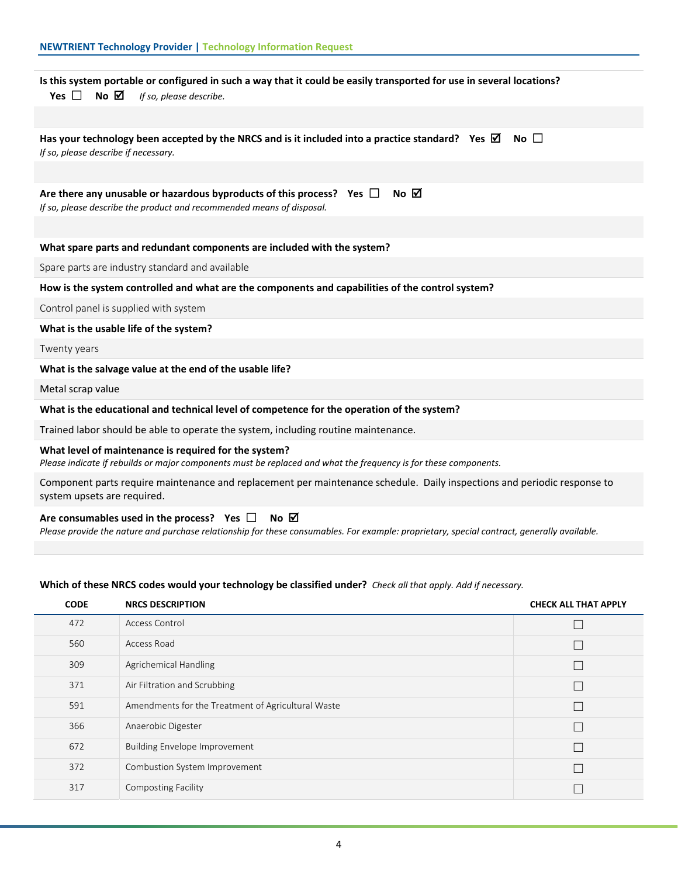**Is this system portable or configured in such a way that it could be easily transported for use in several locations?**
**Yes** ☐ **No** ☑ *If so, please describe.*

**Has your technology been accepted by the NRCS and is it included into a practice standard?** **Yes** ☑ **No** ☐
*If so, please describe if necessary.*

**Are there any unusable or hazardous byproducts of this process?** **Yes** ☐ **No** ☑
*If so, please describe the product and recommended means of disposal.*

**What spare parts and redundant components are included with the system?**

Spare parts are industry standard and available

**How is the system controlled and what are the components and capabilities of the control system?**

Control panel is supplied with system

**What is the usable life of the system?**

Twenty years

**What is the salvage value at the end of the usable life?**

Metal scrap value

**What is the educational and technical level of competence for the operation of the system?**

Trained labor should be able to operate the system, including routine maintenance.

**What level of maintenance is required for the system?**
*Please indicate if rebuilds or major components must be replaced and what the frequency is for these components.*

Component parts require maintenance and replacement per maintenance schedule. Daily inspections and periodic response to system upsets are required.

**Are consumables used in the process?** **Yes** ☐ **No** ☑
*Please provide the nature and purchase relationship for these consumables. For example: proprietary, special contract, generally available.*

**Which of these NRCS codes would your technology be classified under?** *Check all that apply. Add if necessary.*

| CODE | NRCS DESCRIPTION | CHECK ALL THAT APPLY |
|---|---|---|
| 472 | Access Control | ☐ |
| 560 | Access Road | ☐ |
| 309 | Agrichemical Handling | ☐ |
| 371 | Air Filtration and Scrubbing | ☐ |
| 591 | Amendments for the Treatment of Agricultural Waste | ☐ |
| 366 | Anaerobic Digester | ☐ |
| 672 | Building Envelope Improvement | ☐ |
| 372 | Combustion System Improvement | ☐ |
| 317 | Composting Facility | ☐ |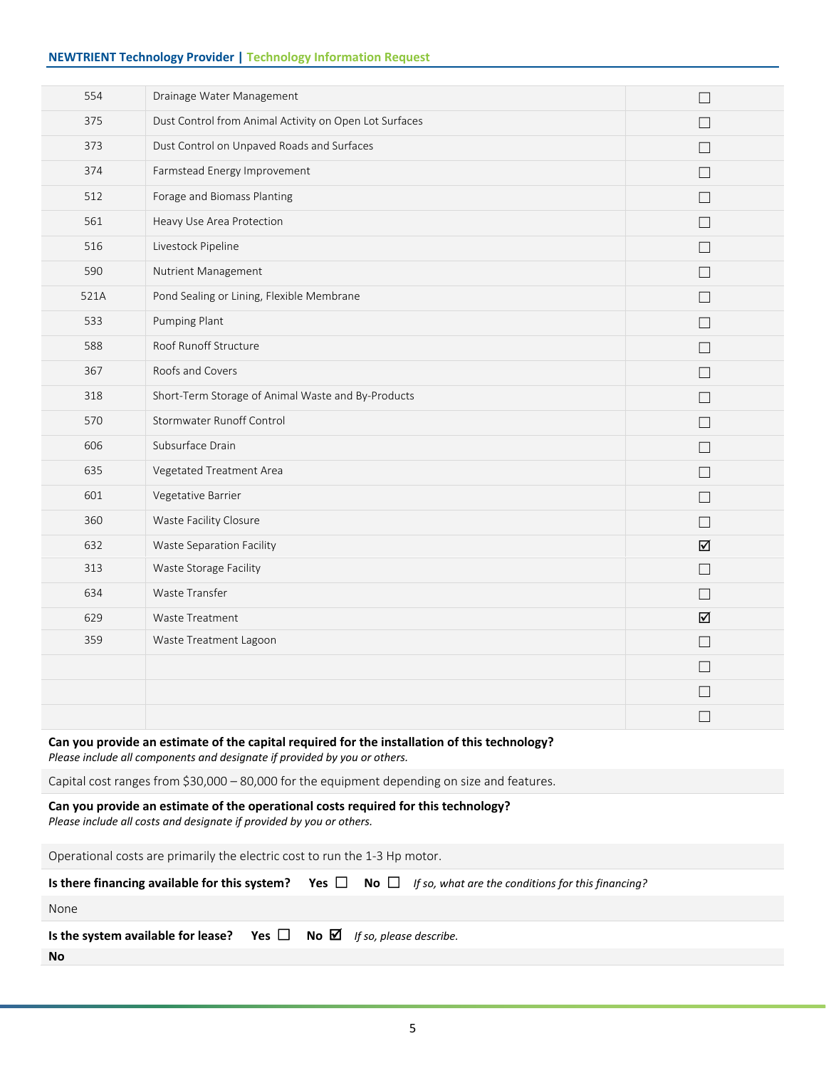| | | |
|---|---|---|
| 554 | Drainage Water Management | ☐ |
| 375 | Dust Control from Animal Activity on Open Lot Surfaces | ☐ |
| 373 | Dust Control on Unpaved Roads and Surfaces | ☐ |
| 374 | Farmstead Energy Improvement | ☐ |
| 512 | Forage and Biomass Planting | ☐ |
| 561 | Heavy Use Area Protection | ☐ |
| 516 | Livestock Pipeline | ☐ |
| 590 | Nutrient Management | ☐ |
| 521A | Pond Sealing or Lining, Flexible Membrane | ☐ |
| 533 | Pumping Plant | ☐ |
| 588 | Roof Runoff Structure | ☐ |
| 367 | Roofs and Covers | ☐ |
| 318 | Short-Term Storage of Animal Waste and By-Products | ☐ |
| 570 | Stormwater Runoff Control | ☐ |
| 606 | Subsurface Drain | ☐ |
| 635 | Vegetated Treatment Area | ☐ |
| 601 | Vegetative Barrier | ☐ |
| 360 | Waste Facility Closure | ☐ |
| 632 | Waste Separation Facility | ☑ |
| 313 | Waste Storage Facility | ☐ |
| 634 | Waste Transfer | ☐ |
| 629 | Waste Treatment | ☑ |
| 359 | Waste Treatment Lagoon | ☐ |
| | | ☐ |
| | | ☐ |
| | | ☐ |

**Can you provide an estimate of the capital required for the installation of this technology?**
*Please include all components and designate if provided by you or others.*

Capital cost ranges from $30,000 – 80,000 for the equipment depending on size and features.

**Can you provide an estimate of the operational costs required for this technology?**
*Please include all costs and designate if provided by you or others.*

Operational costs are primarily the electric cost to run the 1-3 Hp motor.

**Is there financing available for this system?** **Yes** ☐ **No** ☐ *If so, what are the conditions for this financing?*

None

**Is the system available for lease?** **Yes** ☐ **No** ☑ *If so, please describe.*

**No**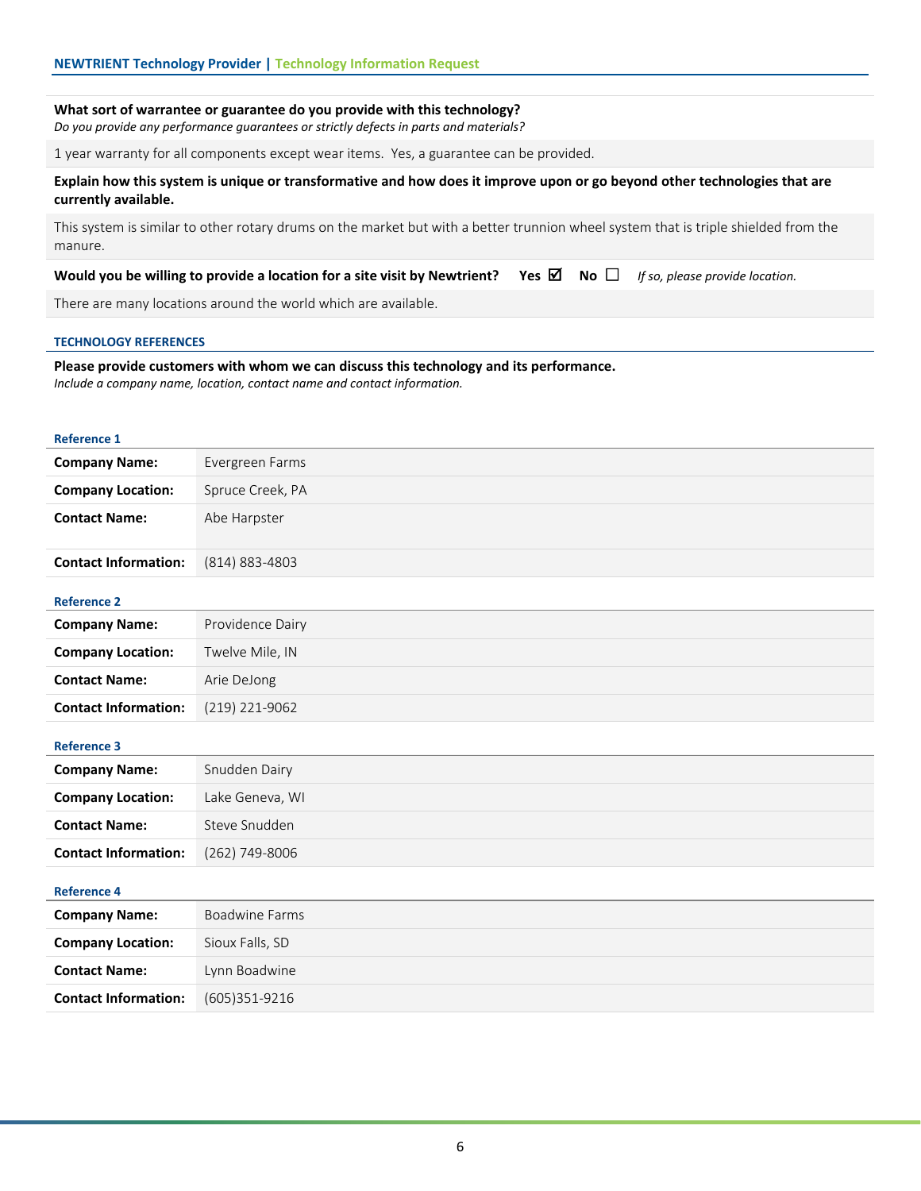**What sort of warrantee or guarantee do you provide with this technology?**
*Do you provide any performance guarantees or strictly defects in parts and materials?*

1 year warranty for all components except wear items. Yes, a guarantee can be provided.

**Explain how this system is unique or transformative and how does it improve upon or go beyond other technologies that are currently available.**

This system is similar to other rotary drums on the market but with a better trunnion wheel system that is triple shielded from the manure.

**Would you be willing to provide a location for a site visit by Newtrient?** **Yes** ☑ **No** ☐ *If so, please provide location.*

There are many locations around the world which are available.

### TECHNOLOGY REFERENCES

**Please provide customers with whom we can discuss this technology and its performance.**
*Include a company name, location, contact name and contact information.*

#### Reference 1

| | |
|---|---|
| **Company Name:** | Evergreen Farms |
| **Company Location:** | Spruce Creek, PA |
| **Contact Name:** | Abe Harpster |
| **Contact Information:** | (814) 883-4803 |

#### Reference 2

| | |
|---|---|
| **Company Name:** | Providence Dairy |
| **Company Location:** | Twelve Mile, IN |
| **Contact Name:** | Arie DeJong |
| **Contact Information:** | (219) 221-9062 |

#### Reference 3

| | |
|---|---|
| **Company Name:** | Snudden Dairy |
| **Company Location:** | Lake Geneva, WI |
| **Contact Name:** | Steve Snudden |
| **Contact Information:** | (262) 749-8006 |

#### Reference 4

| | |
|---|---|
| **Company Name:** | Boadwine Farms |
| **Company Location:** | Sioux Falls, SD |
| **Contact Name:** | Lynn Boadwine |
| **Contact Information:** | (605)351-9216 |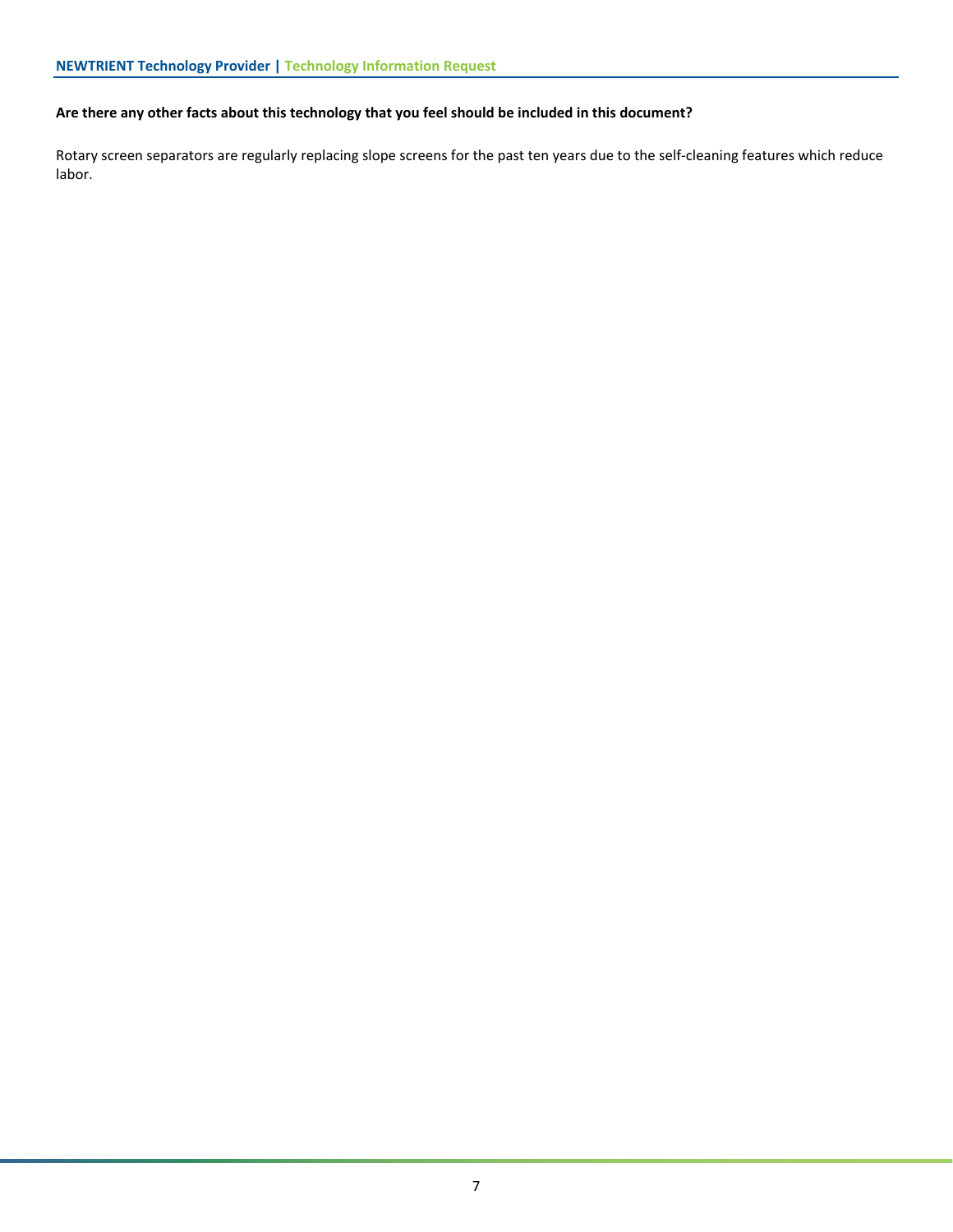**Are there any other facts about this technology that you feel should be included in this document?**

Rotary screen separators are regularly replacing slope screens for the past ten years due to the self-cleaning features which reduce labor.